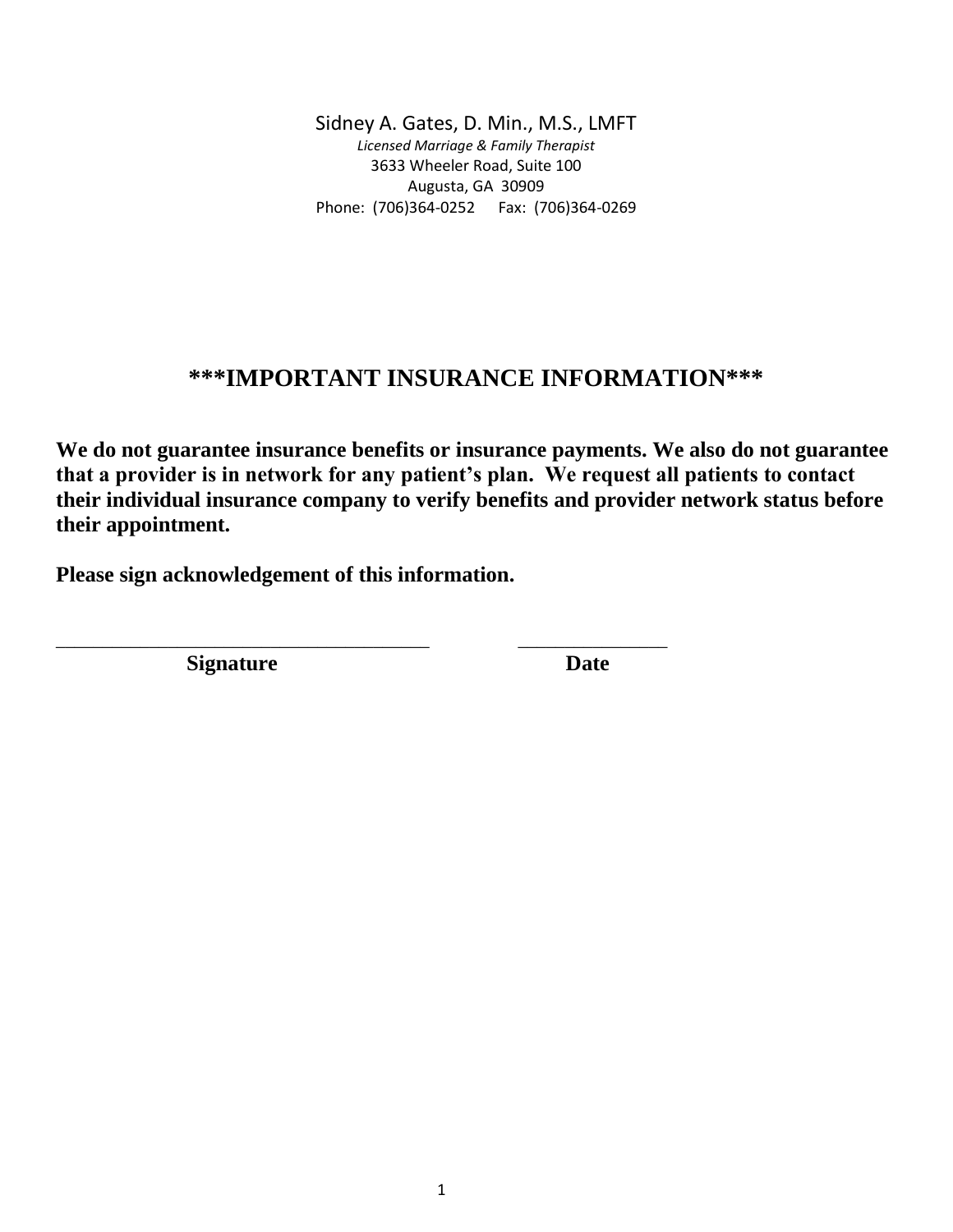Sidney A. Gates, D. Min., M.S., LMFT

*Licensed Marriage & Family Therapist*

3633 Wheeler Road, Suite 100

Augusta, GA 30909

Phone: (706)364-0252 Fax: (706)364-0269

# ***IMPORTANT INSURANCE INFORMATION***

**We do not guarantee insurance benefits or insurance payments. We also do not guarantee that a provider is in network for any patient's plan. We request all patients to contact their individual insurance company to verify benefits and provider network status before their appointment.**

**Please sign acknowledgement of this information.**

_________________________________ ______________

**Signature** **Date**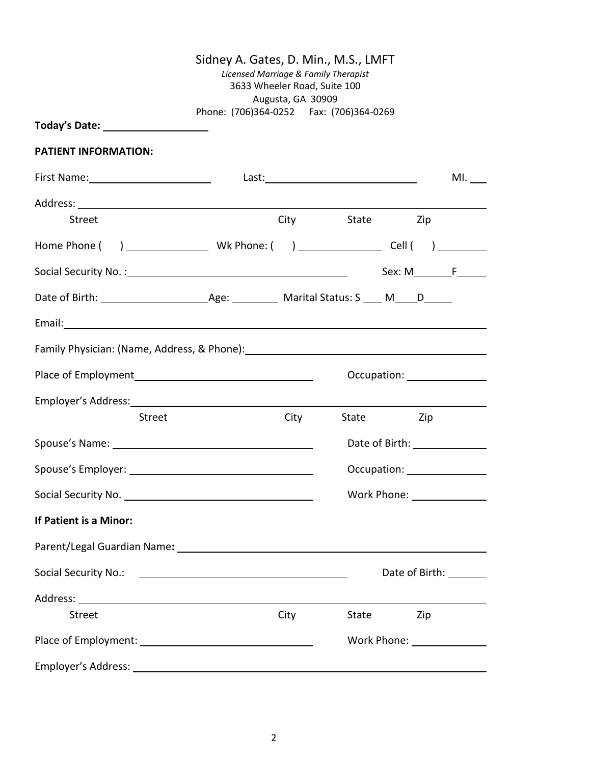Sidney A. Gates, D. Min., M.S., LMFT

*Licensed Marriage & Family Therapist*

3633 Wheeler Road, Suite 100

Augusta, GA 30909

Phone: (706)364-0252 Fax: (706)364-0269

**Today's Date:** ____________________

**PATIENT INFORMATION:**

First Name: ______________________ Last: ____________________________ MI. ___

Address: ______________________________________________________________________

Street City State Zip

Home Phone ( ) ______________ Wk Phone: ( ) ______________ Cell ( ) ________

Social Security No. : ______________________________________ Sex: M_______F_____

Date of Birth: __________________ Age: ________ Marital Status: S ____ M____D_____

Email: ________________________________________________________________________

Family Physician: (Name, Address, & Phone): ___________________________________

Place of Employment ______________________________ Occupation: ______________

Employer's Address: ___________________________________________________________

Street City State Zip

Spouse's Name: ________________________________ Date of Birth: _____________

Spouse's Employer: _____________________________ Occupation: ______________

Social Security No. ______________________________ Work Phone: _____________

**If Patient is a Minor:**

Parent/Legal Guardian Name: ___________________________________________________

Social Security No.: ____________________________________ Date of Birth: _______

Address: ______________________________________________________________________

Street City State Zip

Place of Employment: ___________________________ Work Phone: _____________

Employer's Address: ___________________________________________________________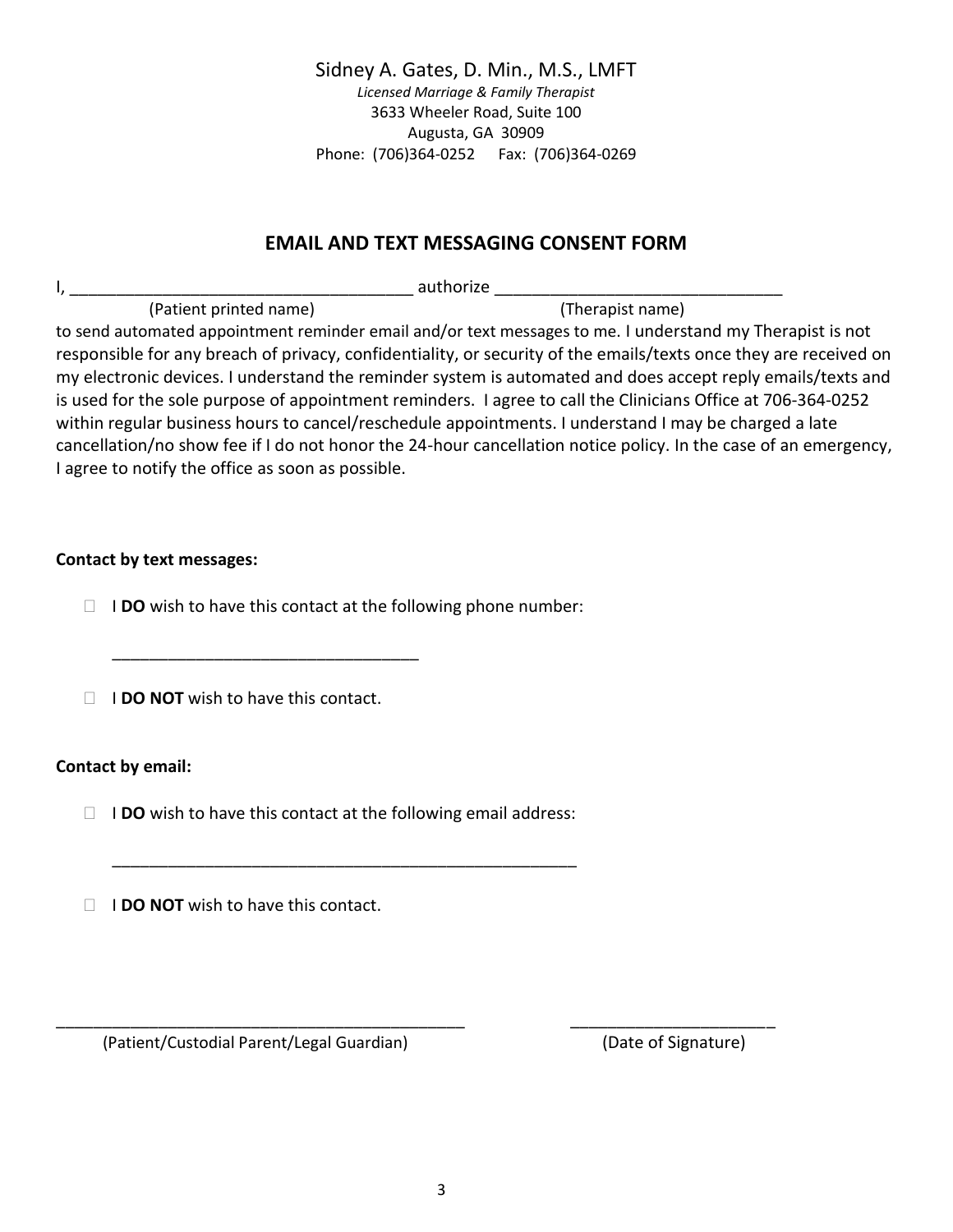Sidney A. Gates, D. Min., M.S., LMFT
*Licensed Marriage & Family Therapist*
3633 Wheeler Road, Suite 100
Augusta, GA 30909
Phone: (706)364-0252 Fax: (706)364-0269

## EMAIL AND TEXT MESSAGING CONSENT FORM

I, ____________________________________ authorize ______________________________
(Patient printed name) (Therapist name)
to send automated appointment reminder email and/or text messages to me. I understand my Therapist is not responsible for any breach of privacy, confidentiality, or security of the emails/texts once they are received on my electronic devices. I understand the reminder system is automated and does accept reply emails/texts and is used for the sole purpose of appointment reminders. I agree to call the Clinicians Office at 706-364-0252 within regular business hours to cancel/reschedule appointments. I understand I may be charged a late cancellation/no show fee if I do not honor the 24-hour cancellation notice policy. In the case of an emergency, I agree to notify the office as soon as possible.

**Contact by text messages:**

- ☐ I **DO** wish to have this contact at the following phone number:

  _________________________________

- ☐ I **DO NOT** wish to have this contact.

**Contact by email:**

- ☐ I **DO** wish to have this contact at the following email address:

  __________________________________________________

- ☐ I **DO NOT** wish to have this contact.

_____________________________________________ (Patient/Custodial Parent/Legal Guardian)

______________________ (Date of Signature)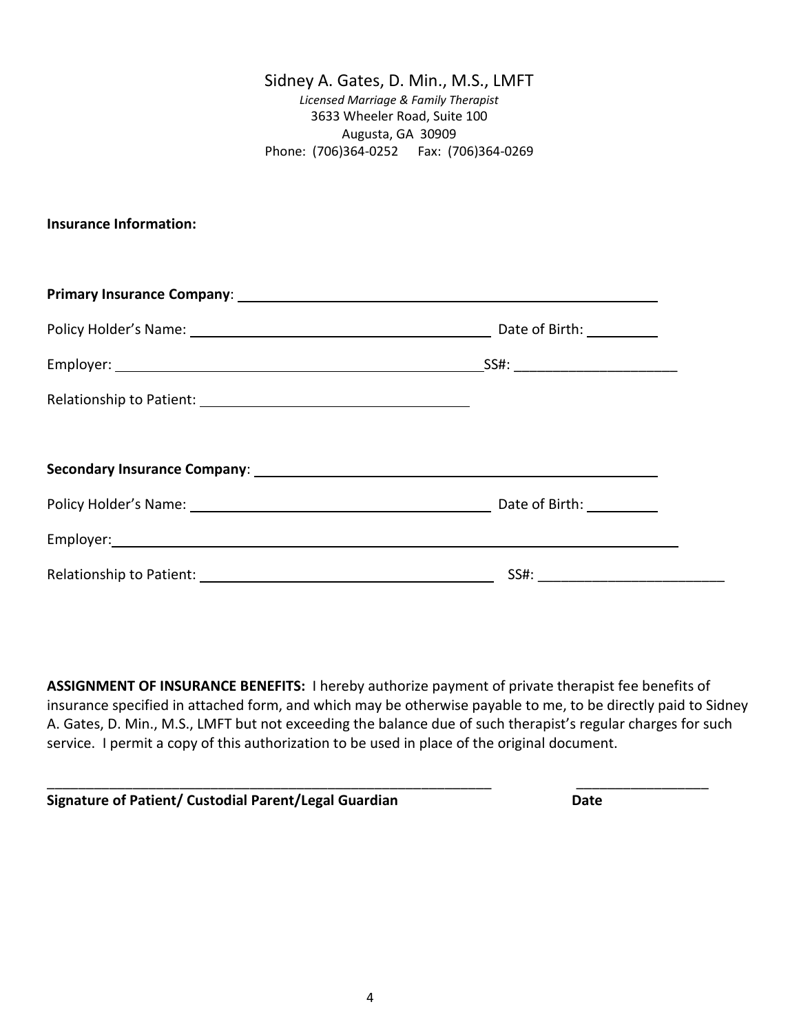Sidney A. Gates, D. Min., M.S., LMFT
*Licensed Marriage & Family Therapist*
3633 Wheeler Road, Suite 100
Augusta, GA 30909
Phone: (706)364-0252 Fax: (706)364-0269

**Insurance Information:**

**Primary Insurance Company**: ______________________________________________

Policy Holder's Name: ______________________________ Date of Birth: ________

Employer: ______________________________________ SS#: ____________________

Relationship to Patient: ____________________________

**Secondary Insurance Company**: ______________________________________________

Policy Holder's Name: ______________________________ Date of Birth: ________

Employer: ______________________________________________________________

Relationship to Patient: ______________________________ SS#: ______________________

**ASSIGNMENT OF INSURANCE BENEFITS:** I hereby authorize payment of private therapist fee benefits of insurance specified in attached form, and which may be otherwise payable to me, to be directly paid to Sidney A. Gates, D. Min., M.S., LMFT but not exceeding the balance due of such therapist's regular charges for such service. I permit a copy of this authorization to be used in place of the original document.

___________________________________________________________ _________________
**Signature of Patient/ Custodial Parent/Legal Guardian** **Date**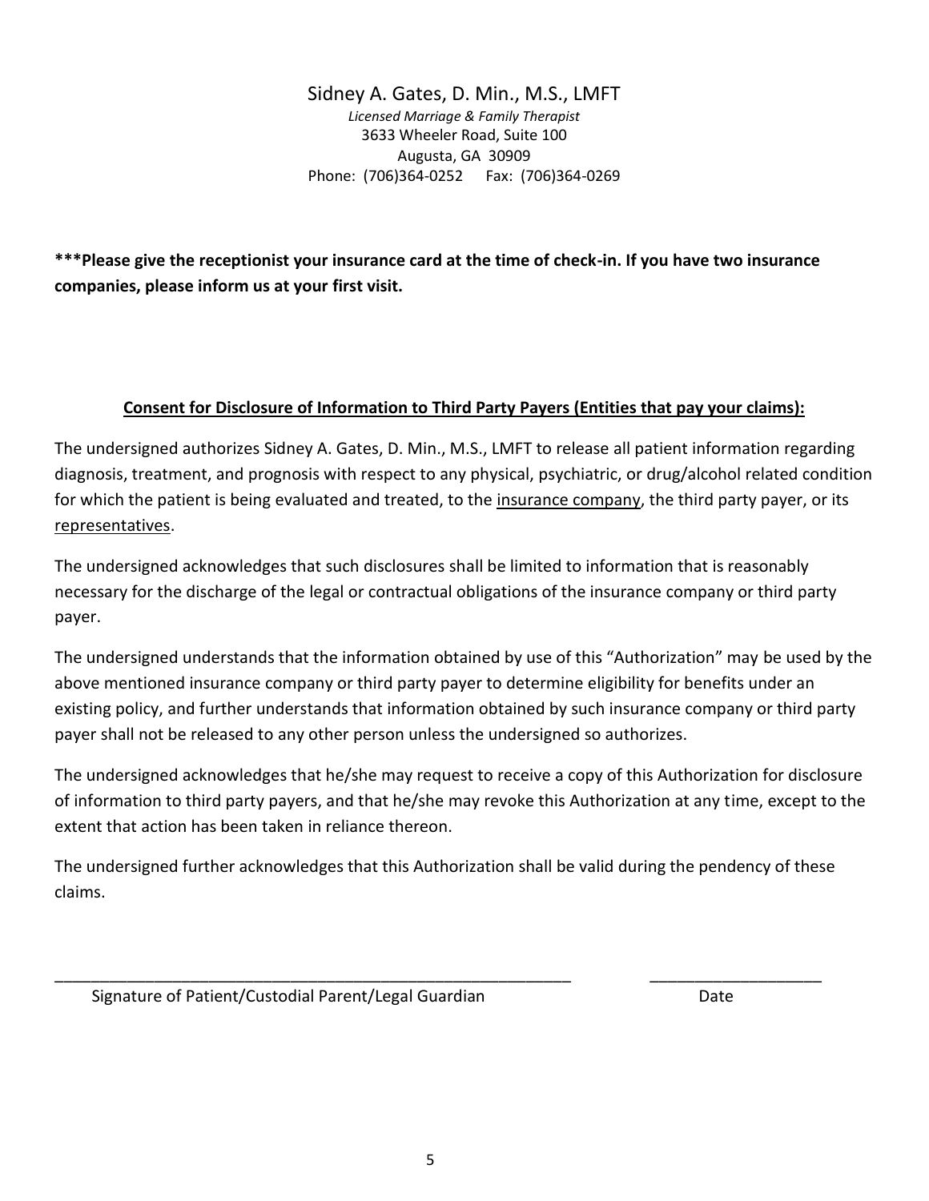Sidney A. Gates, D. Min., M.S., LMFT
*Licensed Marriage & Family Therapist*
3633 Wheeler Road, Suite 100
Augusta, GA 30909
Phone: (706)364-0252 Fax: (706)364-0269

**\*\*\*Please give the receptionist your insurance card at the time of check-in. If you have two insurance companies, please inform us at your first visit.**

## Consent for Disclosure of Information to Third Party Payers (Entities that pay your claims):

The undersigned authorizes Sidney A. Gates, D. Min., M.S., LMFT to release all patient information regarding diagnosis, treatment, and prognosis with respect to any physical, psychiatric, or drug/alcohol related condition for which the patient is being evaluated and treated, to the insurance company, the third party payer, or its representatives.

The undersigned acknowledges that such disclosures shall be limited to information that is reasonably necessary for the discharge of the legal or contractual obligations of the insurance company or third party payer.

The undersigned understands that the information obtained by use of this "Authorization" may be used by the above mentioned insurance company or third party payer to determine eligibility for benefits under an existing policy, and further understands that information obtained by such insurance company or third party payer shall not be released to any other person unless the undersigned so authorizes.

The undersigned acknowledges that he/she may request to receive a copy of this Authorization for disclosure of information to third party payers, and that he/she may revoke this Authorization at any time, except to the extent that action has been taken in reliance thereon.

The undersigned further acknowledges that this Authorization shall be valid during the pendency of these claims.

\_\_\_\_\_\_\_\_\_\_\_\_\_\_\_\_\_\_\_\_\_\_\_\_\_\_\_\_\_\_\_\_\_\_\_\_\_\_\_\_\_\_\_\_\_\_\_\_\_\_\_\_ \_\_\_\_\_\_\_\_\_\_\_\_\_\_\_\_\_\_\_\_
Signature of Patient/Custodial Parent/Legal Guardian Date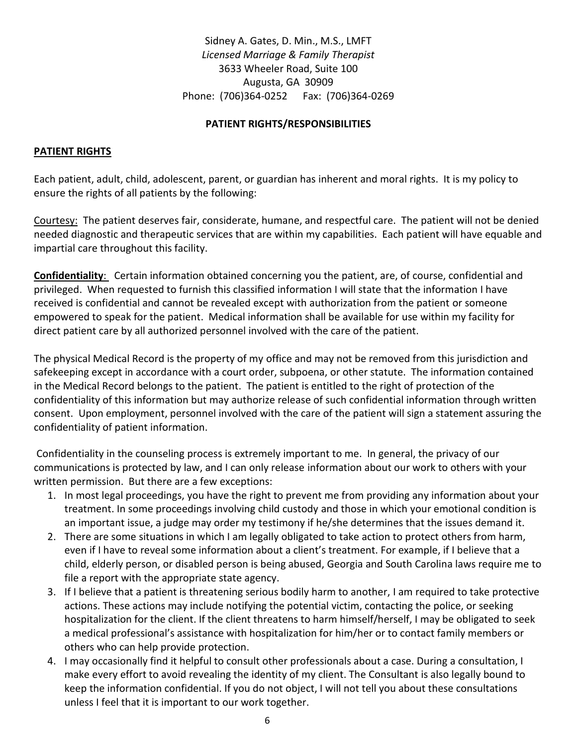Sidney A. Gates, D. Min., M.S., LMFT
*Licensed Marriage & Family Therapist*
3633 Wheeler Road, Suite 100
Augusta, GA 30909
Phone: (706)364-0252 Fax: (706)364-0269

**PATIENT RIGHTS/RESPONSIBILITIES**

**PATIENT RIGHTS**

Each patient, adult, child, adolescent, parent, or guardian has inherent and moral rights. It is my policy to ensure the rights of all patients by the following:

Courtesy: The patient deserves fair, considerate, humane, and respectful care. The patient will not be denied needed diagnostic and therapeutic services that are within my capabilities. Each patient will have equable and impartial care throughout this facility.

**Confidentiality**: Certain information obtained concerning you the patient, are, of course, confidential and privileged. When requested to furnish this classified information I will state that the information I have received is confidential and cannot be revealed except with authorization from the patient or someone empowered to speak for the patient. Medical information shall be available for use within my facility for direct patient care by all authorized personnel involved with the care of the patient.

The physical Medical Record is the property of my office and may not be removed from this jurisdiction and safekeeping except in accordance with a court order, subpoena, or other statute. The information contained in the Medical Record belongs to the patient. The patient is entitled to the right of protection of the confidentiality of this information but may authorize release of such confidential information through written consent. Upon employment, personnel involved with the care of the patient will sign a statement assuring the confidentiality of patient information.

Confidentiality in the counseling process is extremely important to me. In general, the privacy of our communications is protected by law, and I can only release information about our work to others with your written permission. But there are a few exceptions:

1. In most legal proceedings, you have the right to prevent me from providing any information about your treatment. In some proceedings involving child custody and those in which your emotional condition is an important issue, a judge may order my testimony if he/she determines that the issues demand it.
2. There are some situations in which I am legally obligated to take action to protect others from harm, even if I have to reveal some information about a client's treatment. For example, if I believe that a child, elderly person, or disabled person is being abused, Georgia and South Carolina laws require me to file a report with the appropriate state agency.
3. If I believe that a patient is threatening serious bodily harm to another, I am required to take protective actions. These actions may include notifying the potential victim, contacting the police, or seeking hospitalization for the client. If the client threatens to harm himself/herself, I may be obligated to seek a medical professional's assistance with hospitalization for him/her or to contact family members or others who can help provide protection.
4. I may occasionally find it helpful to consult other professionals about a case. During a consultation, I make every effort to avoid revealing the identity of my client. The Consultant is also legally bound to keep the information confidential. If you do not object, I will not tell you about these consultations unless I feel that it is important to our work together.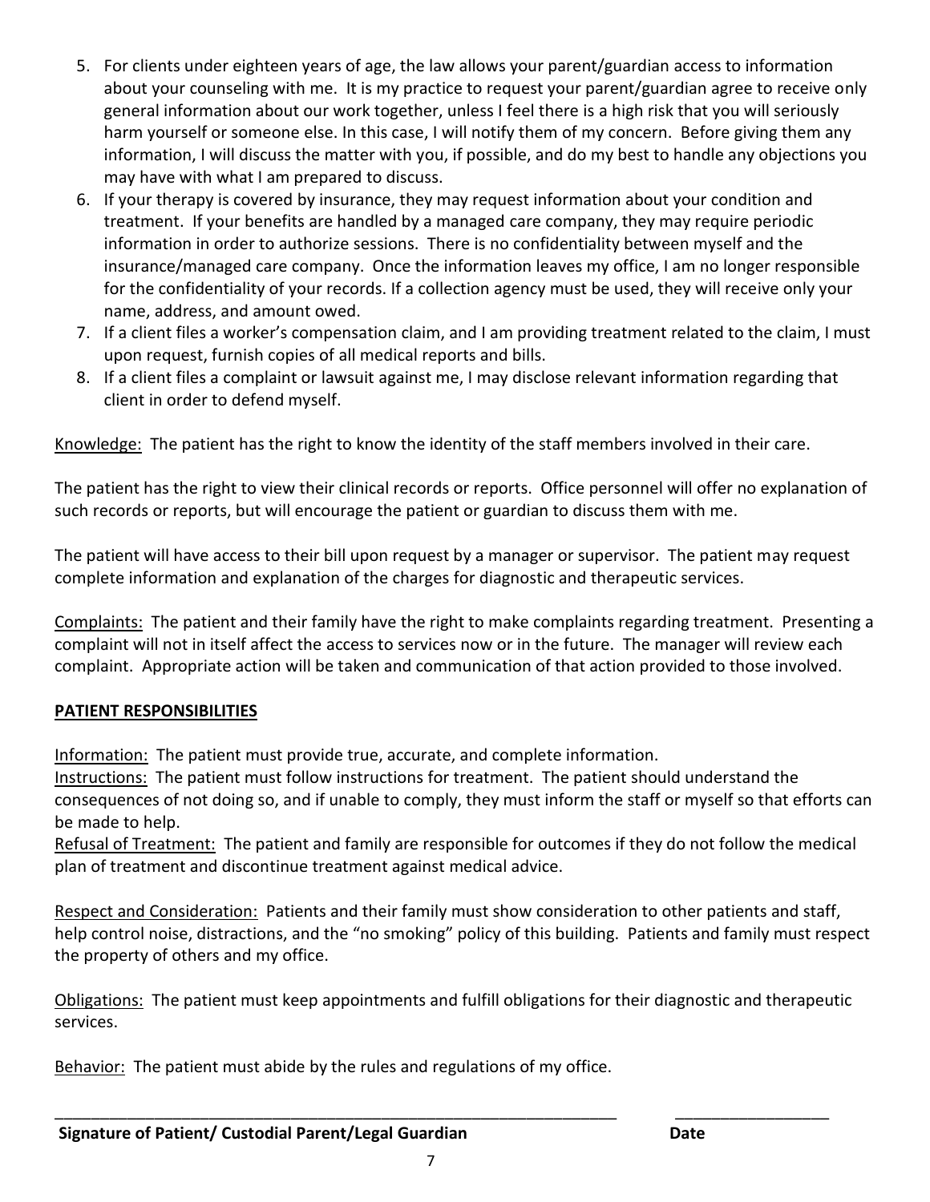5. For clients under eighteen years of age, the law allows your parent/guardian access to information about your counseling with me. It is my practice to request your parent/guardian agree to receive only general information about our work together, unless I feel there is a high risk that you will seriously harm yourself or someone else. In this case, I will notify them of my concern. Before giving them any information, I will discuss the matter with you, if possible, and do my best to handle any objections you may have with what I am prepared to discuss.
6. If your therapy is covered by insurance, they may request information about your condition and treatment. If your benefits are handled by a managed care company, they may require periodic information in order to authorize sessions. There is no confidentiality between myself and the insurance/managed care company. Once the information leaves my office, I am no longer responsible for the confidentiality of your records. If a collection agency must be used, they will receive only your name, address, and amount owed.
7. If a client files a worker's compensation claim, and I am providing treatment related to the claim, I must upon request, furnish copies of all medical reports and bills.
8. If a client files a complaint or lawsuit against me, I may disclose relevant information regarding that client in order to defend myself.

<u>Knowledge:</u> The patient has the right to know the identity of the staff members involved in their care.

The patient has the right to view their clinical records or reports. Office personnel will offer no explanation of such records or reports, but will encourage the patient or guardian to discuss them with me.

The patient will have access to their bill upon request by a manager or supervisor. The patient may request complete information and explanation of the charges for diagnostic and therapeutic services.

<u>Complaints:</u> The patient and their family have the right to make complaints regarding treatment. Presenting a complaint will not in itself affect the access to services now or in the future. The manager will review each complaint. Appropriate action will be taken and communication of that action provided to those involved.

## PATIENT RESPONSIBILITIES

<u>Information:</u> The patient must provide true, accurate, and complete information.
<u>Instructions:</u> The patient must follow instructions for treatment. The patient should understand the consequences of not doing so, and if unable to comply, they must inform the staff or myself so that efforts can be made to help.
<u>Refusal of Treatment:</u> The patient and family are responsible for outcomes if they do not follow the medical plan of treatment and discontinue treatment against medical advice.

<u>Respect and Consideration:</u> Patients and their family must show consideration to other patients and staff, help control noise, distractions, and the "no smoking" policy of this building. Patients and family must respect the property of others and my office.

<u>Obligations:</u> The patient must keep appointments and fulfill obligations for their diagnostic and therapeutic services.

<u>Behavior:</u> The patient must abide by the rules and regulations of my office.

_________________________________________________________________ _________________

**Signature of Patient/ Custodial Parent/Legal Guardian** **Date**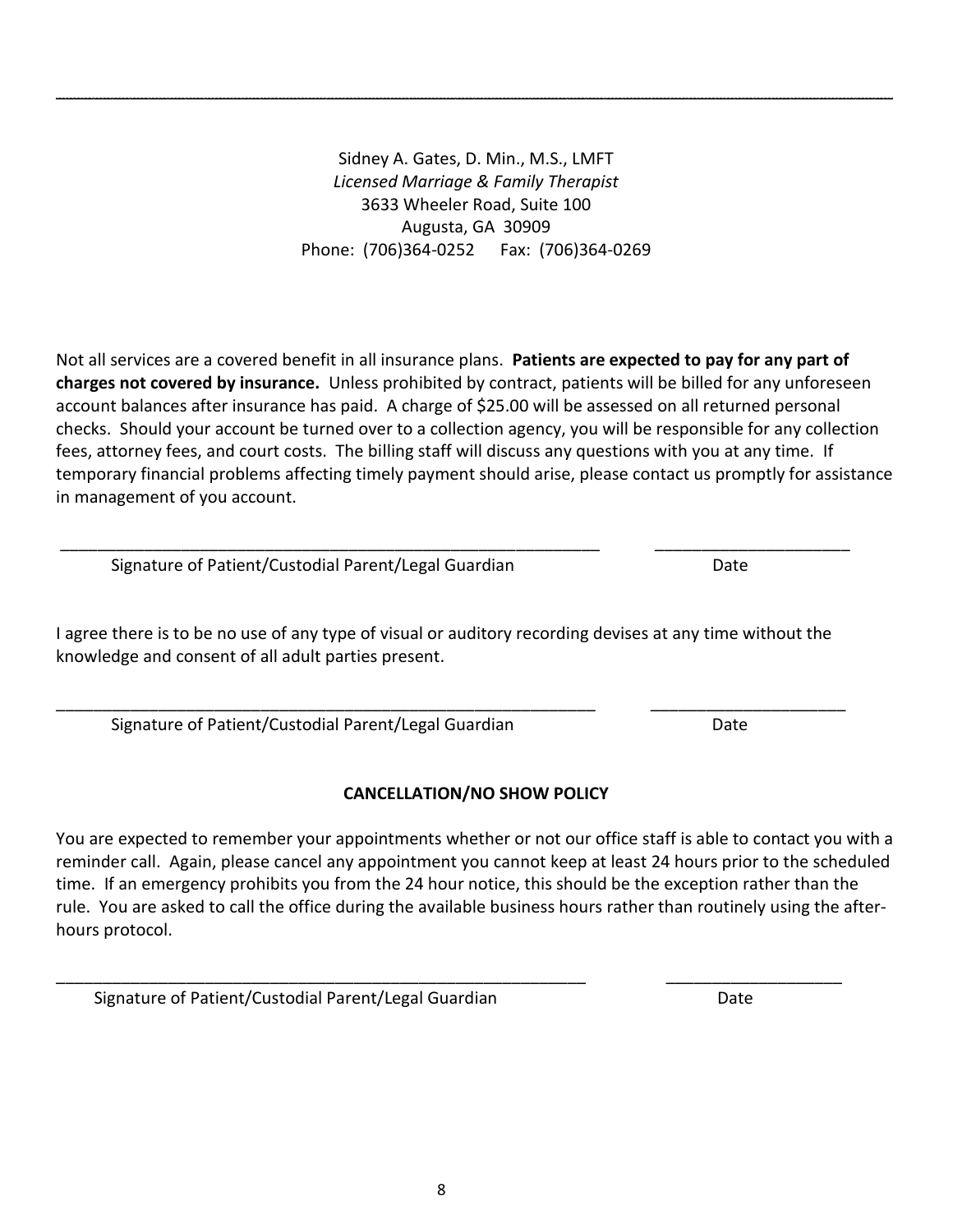Sidney A. Gates, D. Min., M.S., LMFT
*Licensed Marriage & Family Therapist*
3633 Wheeler Road, Suite 100
Augusta, GA 30909
Phone: (706)364-0252 Fax: (706)364-0269

Not all services are a covered benefit in all insurance plans. **Patients are expected to pay for any part of charges not covered by insurance.** Unless prohibited by contract, patients will be billed for any unforeseen account balances after insurance has paid. A charge of $25.00 will be assessed on all returned personal checks. Should your account be turned over to a collection agency, you will be responsible for any collection fees, attorney fees, and court costs. The billing staff will discuss any questions with you at any time. If temporary financial problems affecting timely payment should arise, please contact us promptly for assistance in management of you account.

_____________________________________________________________ _____________________

Signature of Patient/Custodial Parent/Legal Guardian Date

I agree there is to be no use of any type of visual or auditory recording devises at any time without the knowledge and consent of all adult parties present.

_____________________________________________________________ _____________________

Signature of Patient/Custodial Parent/Legal Guardian Date

**CANCELLATION/NO SHOW POLICY**

You are expected to remember your appointments whether or not our office staff is able to contact you with a reminder call. Again, please cancel any appointment you cannot keep at least 24 hours prior to the scheduled time. If an emergency prohibits you from the 24 hour notice, this should be the exception rather than the rule. You are asked to call the office during the available business hours rather than routinely using the after-hours protocol.

_____________________________________________________________ _____________________

Signature of Patient/Custodial Parent/Legal Guardian Date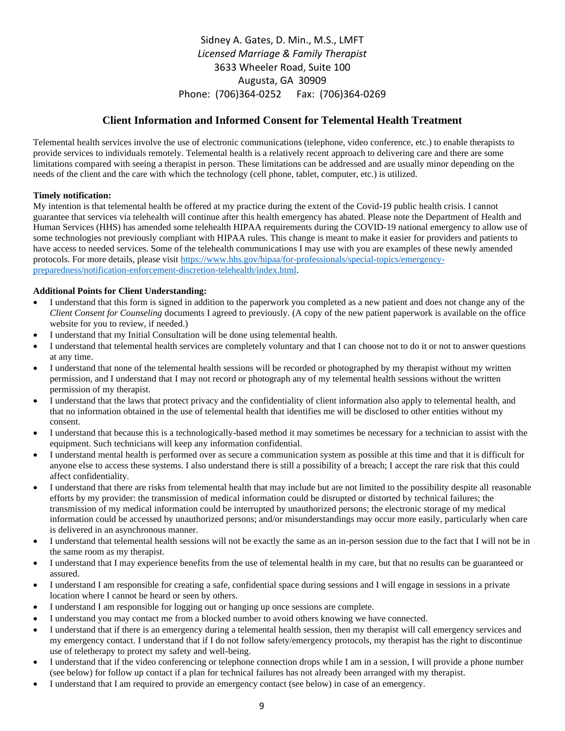Sidney A. Gates, D. Min., M.S., LMFT
*Licensed Marriage & Family Therapist*
3633 Wheeler Road, Suite 100
Augusta, GA 30909
Phone: (706)364-0252 Fax: (706)364-0269

## Client Information and Informed Consent for Telemental Health Treatment

Telemental health services involve the use of electronic communications (telephone, video conference, etc.) to enable therapists to provide services to individuals remotely. Telemental health is a relatively recent approach to delivering care and there are some limitations compared with seeing a therapist in person. These limitations can be addressed and are usually minor depending on the needs of the client and the care with which the technology (cell phone, tablet, computer, etc.) is utilized.

**Timely notification:**
My intention is that telemental health be offered at my practice during the extent of the Covid-19 public health crisis. I cannot guarantee that services via telehealth will continue after this health emergency has abated. Please note the Department of Health and Human Services (HHS) has amended some telehealth HIPAA requirements during the COVID-19 national emergency to allow use of some technologies not previously compliant with HIPAA rules. This change is meant to make it easier for providers and patients to have access to needed services. Some of the telehealth communications I may use with you are examples of these newly amended protocols. For more details, please visit [https://www.hhs.gov/hipaa/for-professionals/special-topics/emergency-preparedness/notification-enforcement-discretion-telehealth/index.html](https://www.hhs.gov/hipaa/for-professionals/special-topics/emergency-preparedness/notification-enforcement-discretion-telehealth/index.html).

**Additional Points for Client Understanding:**

- I understand that this form is signed in addition to the paperwork you completed as a new patient and does not change any of the *Client Consent for Counseling* documents I agreed to previously. (A copy of the new patient paperwork is available on the office website for you to review, if needed.)
- I understand that my Initial Consultation will be done using telemental health.
- I understand that telemental health services are completely voluntary and that I can choose not to do it or not to answer questions at any time.
- I understand that none of the telemental health sessions will be recorded or photographed by my therapist without my written permission, and I understand that I may not record or photograph any of my telemental health sessions without the written permission of my therapist.
- I understand that the laws that protect privacy and the confidentiality of client information also apply to telemental health, and that no information obtained in the use of telemental health that identifies me will be disclosed to other entities without my consent.
- I understand that because this is a technologically-based method it may sometimes be necessary for a technician to assist with the equipment. Such technicians will keep any information confidential.
- I understand mental health is performed over as secure a communication system as possible at this time and that it is difficult for anyone else to access these systems. I also understand there is still a possibility of a breach; I accept the rare risk that this could affect confidentiality.
- I understand that there are risks from telemental health that may include but are not limited to the possibility despite all reasonable efforts by my provider: the transmission of medical information could be disrupted or distorted by technical failures; the transmission of my medical information could be interrupted by unauthorized persons; the electronic storage of my medical information could be accessed by unauthorized persons; and/or misunderstandings may occur more easily, particularly when care is delivered in an asynchronous manner.
- I understand that telemental health sessions will not be exactly the same as an in-person session due to the fact that I will not be in the same room as my therapist.
- I understand that I may experience benefits from the use of telemental health in my care, but that no results can be guaranteed or assured.
- I understand I am responsible for creating a safe, confidential space during sessions and I will engage in sessions in a private location where I cannot be heard or seen by others.
- I understand I am responsible for logging out or hanging up once sessions are complete.
- I understand you may contact me from a blocked number to avoid others knowing we have connected.
- I understand that if there is an emergency during a telemental health session, then my therapist will call emergency services and my emergency contact. I understand that if I do not follow safety/emergency protocols, my therapist has the right to discontinue use of teletherapy to protect my safety and well-being.
- I understand that if the video conferencing or telephone connection drops while I am in a session, I will provide a phone number (see below) for follow up contact if a plan for technical failures has not already been arranged with my therapist.
- I understand that I am required to provide an emergency contact (see below) in case of an emergency.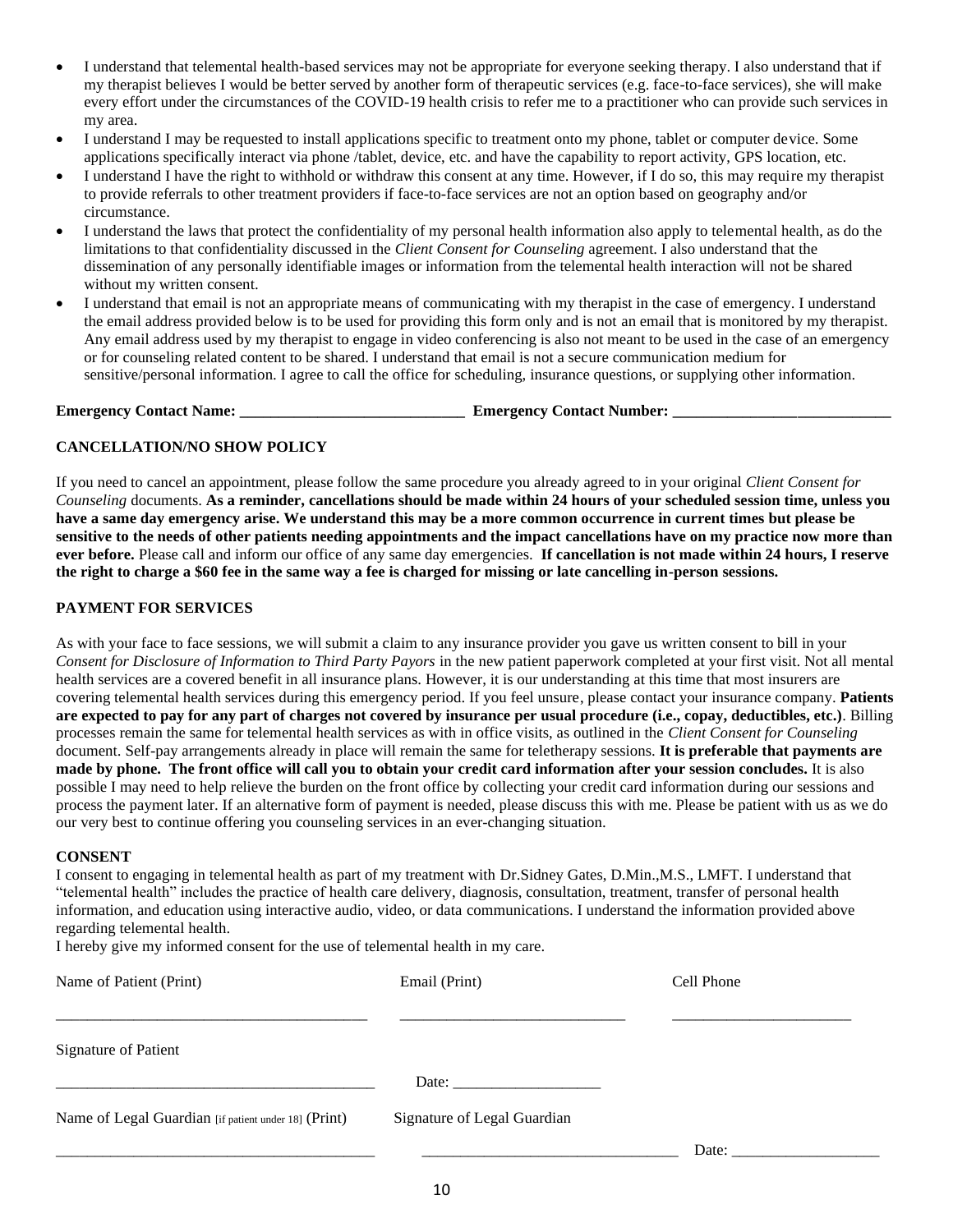- I understand that telemental health-based services may not be appropriate for everyone seeking therapy. I also understand that if my therapist believes I would be better served by another form of therapeutic services (e.g. face-to-face services), she will make every effort under the circumstances of the COVID-19 health crisis to refer me to a practitioner who can provide such services in my area.
- I understand I may be requested to install applications specific to treatment onto my phone, tablet or computer device. Some applications specifically interact via phone /tablet, device, etc. and have the capability to report activity, GPS location, etc.
- I understand I have the right to withhold or withdraw this consent at any time. However, if I do so, this may require my therapist to provide referrals to other treatment providers if face-to-face services are not an option based on geography and/or circumstance.
- I understand the laws that protect the confidentiality of my personal health information also apply to telemental health, as do the limitations to that confidentiality discussed in the *Client Consent for Counseling* agreement. I also understand that the dissemination of any personally identifiable images or information from the telemental health interaction will not be shared without my written consent.
- I understand that email is not an appropriate means of communicating with my therapist in the case of emergency. I understand the email address provided below is to be used for providing this form only and is not an email that is monitored by my therapist. Any email address used by my therapist to engage in video conferencing is also not meant to be used in the case of an emergency or for counseling related content to be shared. I understand that email is not a secure communication medium for sensitive/personal information. I agree to call the office for scheduling, insurance questions, or supplying other information.

**Emergency Contact Name: _____________________________ Emergency Contact Number: ____________________________**

**CANCELLATION/NO SHOW POLICY**

If you need to cancel an appointment, please follow the same procedure you already agreed to in your original *Client Consent for Counseling* documents. **As a reminder, cancellations should be made within 24 hours of your scheduled session time, unless you have a same day emergency arise. We understand this may be a more common occurrence in current times but please be sensitive to the needs of other patients needing appointments and the impact cancellations have on my practice now more than ever before.** Please call and inform our office of any same day emergencies. **If cancellation is not made within 24 hours, I reserve the right to charge a $60 fee in the same way a fee is charged for missing or late cancelling in-person sessions.**

**PAYMENT FOR SERVICES**

As with your face to face sessions, we will submit a claim to any insurance provider you gave us written consent to bill in your *Consent for Disclosure of Information to Third Party Payors* in the new patient paperwork completed at your first visit. Not all mental health services are a covered benefit in all insurance plans. However, it is our understanding at this time that most insurers are covering telemental health services during this emergency period. If you feel unsure, please contact your insurance company. **Patients are expected to pay for any part of charges not covered by insurance per usual procedure (i.e., copay, deductibles, etc.)**. Billing processes remain the same for telemental health services as with in office visits, as outlined in the *Client Consent for Counseling* document. Self-pay arrangements already in place will remain the same for teletherapy sessions. **It is preferable that payments are made by phone. The front office will call you to obtain your credit card information after your session concludes.** It is also possible I may need to help relieve the burden on the front office by collecting your credit card information during our sessions and process the payment later. If an alternative form of payment is needed, please discuss this with me. Please be patient with us as we do our very best to continue offering you counseling services in an ever-changing situation.

**CONSENT**

I consent to engaging in telemental health as part of my treatment with Dr.Sidney Gates, D.Min.,M.S., LMFT. I understand that "telemental health" includes the practice of health care delivery, diagnosis, consultation, treatment, transfer of personal health information, and education using interactive audio, video, or data communications. I understand the information provided above regarding telemental health.

I hereby give my informed consent for the use of telemental health in my care.

Name of Patient (Print) _______________________________________ Email (Print) ____________________________ Cell Phone _______________________

Signature of Patient _______________________________________ Date: ___________________

Name of Legal Guardian [if patient under 18] (Print) _______________________________________ Signature of Legal Guardian _________________________________ Date: ___________________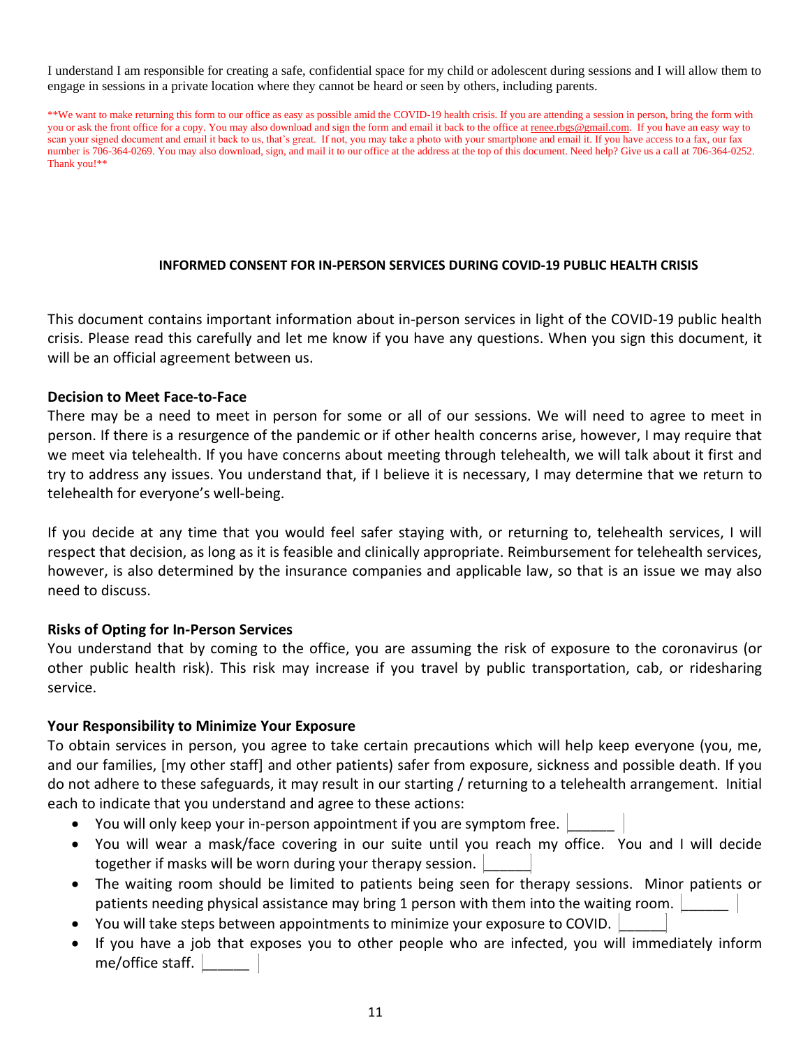I understand I am responsible for creating a safe, confidential space for my child or adolescent during sessions and I will allow them to engage in sessions in a private location where they cannot be heard or seen by others, including parents.

**We want to make returning this form to our office as easy as possible amid the COVID-19 health crisis. If you are attending a session in person, bring the form with you or ask the front office for a copy. You may also download and sign the form and email it back to the office at renee.rbgs@gmail.com. If you have an easy way to scan your signed document and email it back to us, that's great. If not, you may take a photo with your smartphone and email it. If you have access to a fax, our fax number is 706-364-0269. You may also download, sign, and mail it to our office at the address at the top of this document. Need help? Give us a call at 706-364-0252. Thank you!**

## INFORMED CONSENT FOR IN-PERSON SERVICES DURING COVID-19 PUBLIC HEALTH CRISIS

This document contains important information about in-person services in light of the COVID-19 public health crisis. Please read this carefully and let me know if you have any questions. When you sign this document, it will be an official agreement between us.

### Decision to Meet Face-to-Face

There may be a need to meet in person for some or all of our sessions. We will need to agree to meet in person. If there is a resurgence of the pandemic or if other health concerns arise, however, I may require that we meet via telehealth. If you have concerns about meeting through telehealth, we will talk about it first and try to address any issues. You understand that, if I believe it is necessary, I may determine that we return to telehealth for everyone's well-being.

If you decide at any time that you would feel safer staying with, or returning to, telehealth services, I will respect that decision, as long as it is feasible and clinically appropriate. Reimbursement for telehealth services, however, is also determined by the insurance companies and applicable law, so that is an issue we may also need to discuss.

### Risks of Opting for In-Person Services

You understand that by coming to the office, you are assuming the risk of exposure to the coronavirus (or other public health risk). This risk may increase if you travel by public transportation, cab, or ridesharing service.

### Your Responsibility to Minimize Your Exposure

To obtain services in person, you agree to take certain precautions which will help keep everyone (you, me, and our families, [my other staff] and other patients) safer from exposure, sickness and possible death. If you do not adhere to these safeguards, it may result in our starting / returning to a telehealth arrangement. Initial each to indicate that you understand and agree to these actions:

- You will only keep your in-person appointment if you are symptom free. ______
- You will wear a mask/face covering in our suite until you reach my office. You and I will decide together if masks will be worn during your therapy session. ______
- The waiting room should be limited to patients being seen for therapy sessions. Minor patients or patients needing physical assistance may bring 1 person with them into the waiting room. ______
- You will take steps between appointments to minimize your exposure to COVID. ______
- If you have a job that exposes you to other people who are infected, you will immediately inform me/office staff. ______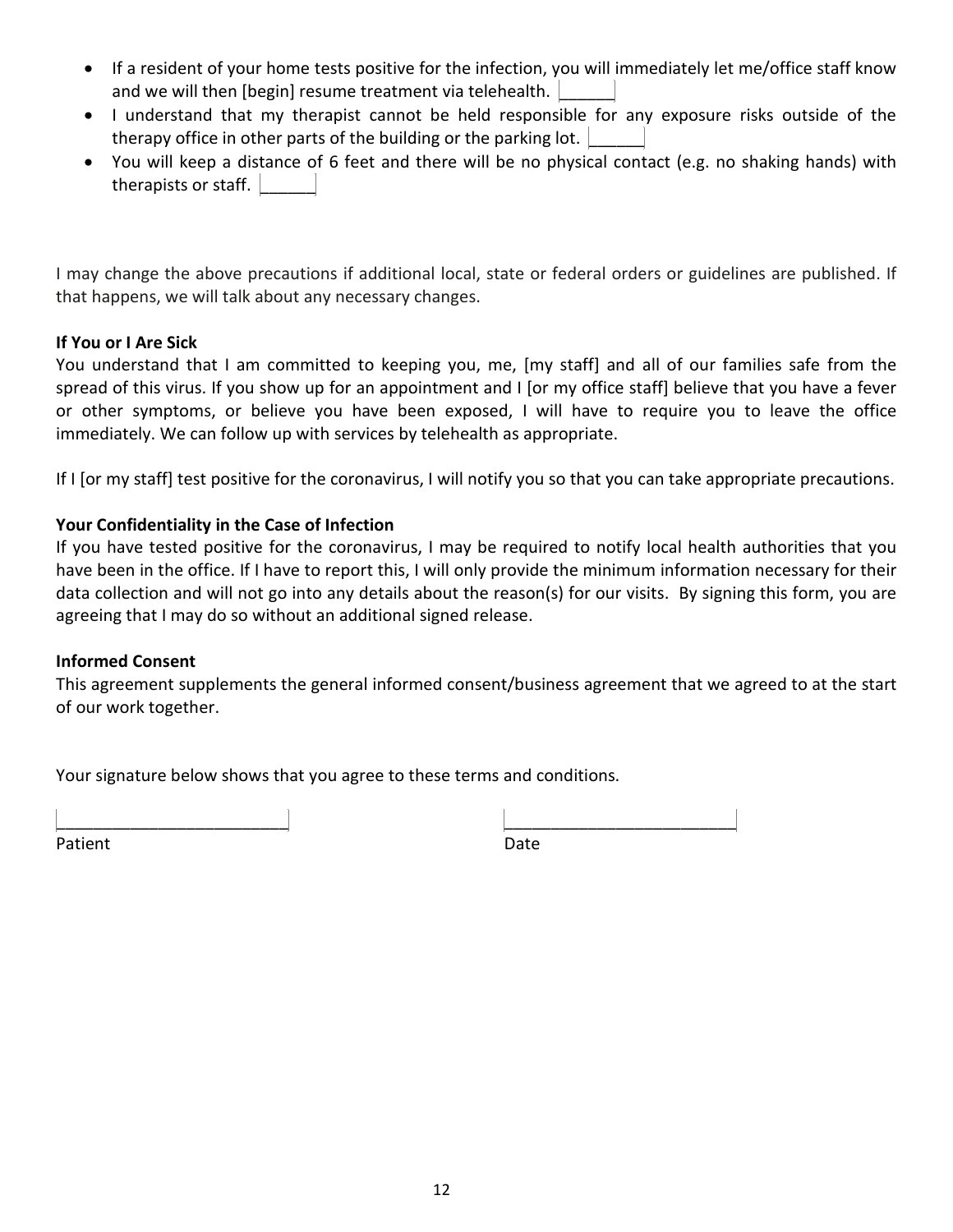- If a resident of your home tests positive for the infection, you will immediately let me/office staff know and we will then [begin] resume treatment via telehealth. ______
- I understand that my therapist cannot be held responsible for any exposure risks outside of the therapy office in other parts of the building or the parking lot. ______
- You will keep a distance of 6 feet and there will be no physical contact (e.g. no shaking hands) with therapists or staff. ______

I may change the above precautions if additional local, state or federal orders or guidelines are published. If that happens, we will talk about any necessary changes.

**If You or I Are Sick**

You understand that I am committed to keeping you, me, [my staff] and all of our families safe from the spread of this virus. If you show up for an appointment and I [or my office staff] believe that you have a fever or other symptoms, or believe you have been exposed, I will have to require you to leave the office immediately. We can follow up with services by telehealth as appropriate.

If I [or my staff] test positive for the coronavirus, I will notify you so that you can take appropriate precautions.

**Your Confidentiality in the Case of Infection**

If you have tested positive for the coronavirus, I may be required to notify local health authorities that you have been in the office. If I have to report this, I will only provide the minimum information necessary for their data collection and will not go into any details about the reason(s) for our visits. By signing this form, you are agreeing that I may do so without an additional signed release.

**Informed Consent**

This agreement supplements the general informed consent/business agreement that we agreed to at the start of our work together.

Your signature below shows that you agree to these terms and conditions.

_________________________ _________________________
Patient Date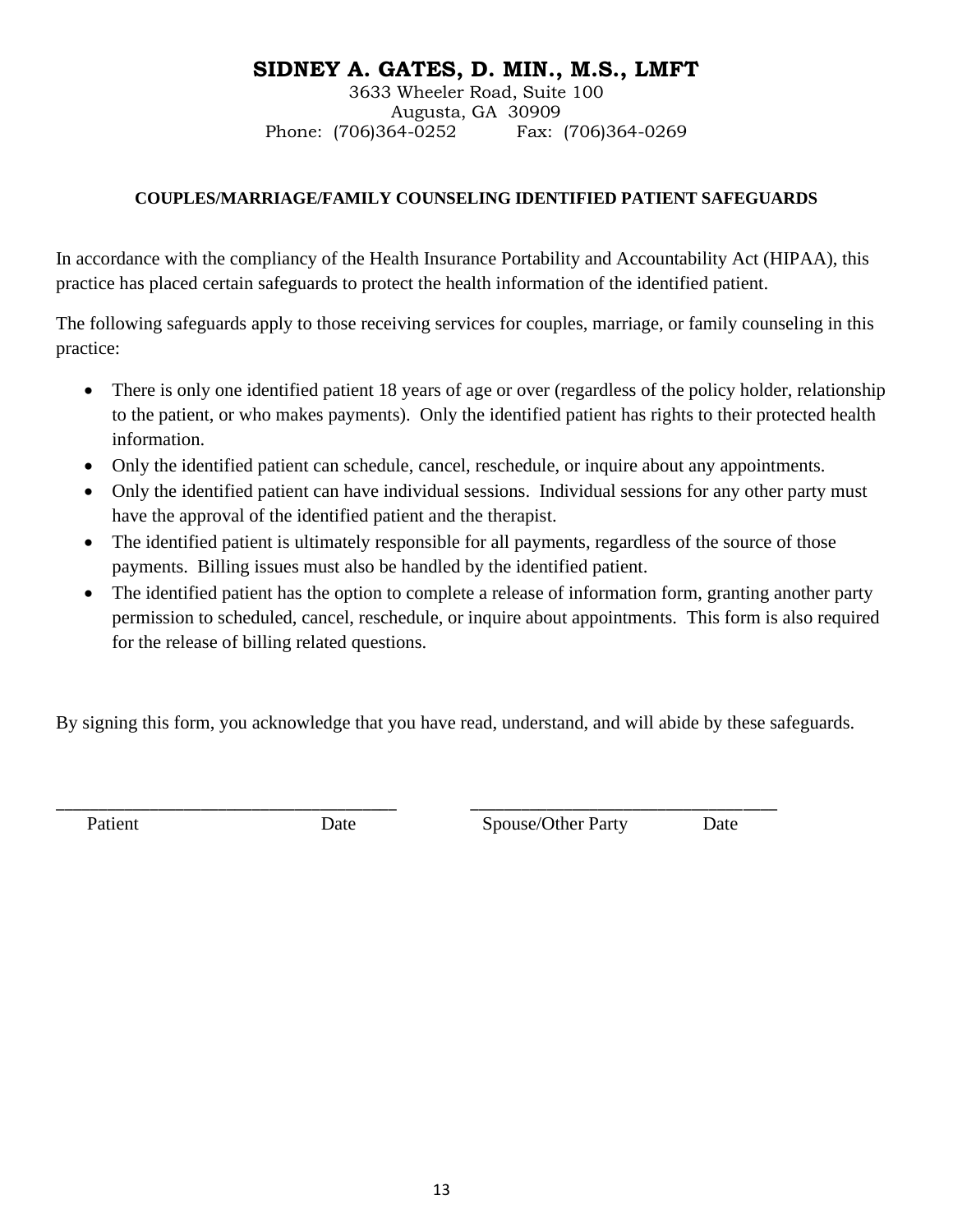# SIDNEY A. GATES, D. MIN., M.S., LMFT

3633 Wheeler Road, Suite 100
Augusta, GA 30909
Phone: (706)364-0252 Fax: (706)364-0269

## COUPLES/MARRIAGE/FAMILY COUNSELING IDENTIFIED PATIENT SAFEGUARDS

In accordance with the compliancy of the Health Insurance Portability and Accountability Act (HIPAA), this practice has placed certain safeguards to protect the health information of the identified patient.

The following safeguards apply to those receiving services for couples, marriage, or family counseling in this practice:

- There is only one identified patient 18 years of age or over (regardless of the policy holder, relationship to the patient, or who makes payments). Only the identified patient has rights to their protected health information.
- Only the identified patient can schedule, cancel, reschedule, or inquire about any appointments.
- Only the identified patient can have individual sessions. Individual sessions for any other party must have the approval of the identified patient and the therapist.
- The identified patient is ultimately responsible for all payments, regardless of the source of those payments. Billing issues must also be handled by the identified patient.
- The identified patient has the option to complete a release of information form, granting another party permission to scheduled, cancel, reschedule, or inquire about appointments. This form is also required for the release of billing related questions.

By signing this form, you acknowledge that you have read, understand, and will abide by these safeguards.

___________________________________ ________________________________
Patient Date Spouse/Other Party Date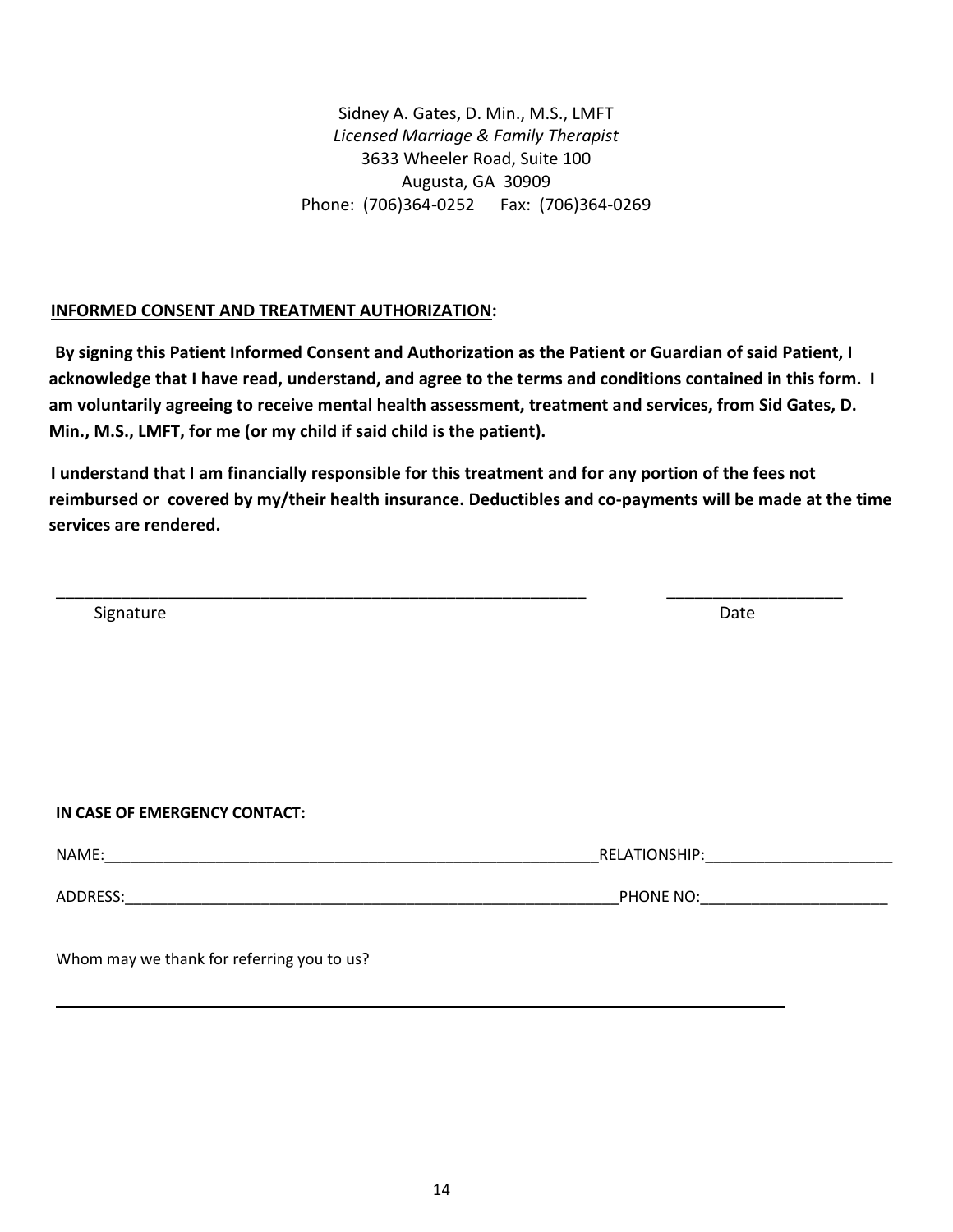Sidney A. Gates, D. Min., M.S., LMFT
*Licensed Marriage & Family Therapist*
3633 Wheeler Road, Suite 100
Augusta, GA 30909
Phone: (706)364-0252 Fax: (706)364-0269

**INFORMED CONSENT AND TREATMENT AUTHORIZATION:**

**By signing this Patient Informed Consent and Authorization as the Patient or Guardian of said Patient, I acknowledge that I have read, understand, and agree to the terms and conditions contained in this form. I am voluntarily agreeing to receive mental health assessment, treatment and services, from Sid Gates, D. Min., M.S., LMFT, for me (or my child if said child is the patient).**

**I understand that I am financially responsible for this treatment and for any portion of the fees not reimbursed or covered by my/their health insurance. Deductibles and co-payments will be made at the time services are rendered.**

_____________________________________________________________ ____________________
Signature Date

**IN CASE OF EMERGENCY CONTACT:**

NAME:__________________________________________________________RELATIONSHIP:_____________________

ADDRESS:_______________________________________________________PHONE NO:_____________________

Whom may we thank for referring you to us?

______________________________________________________________________________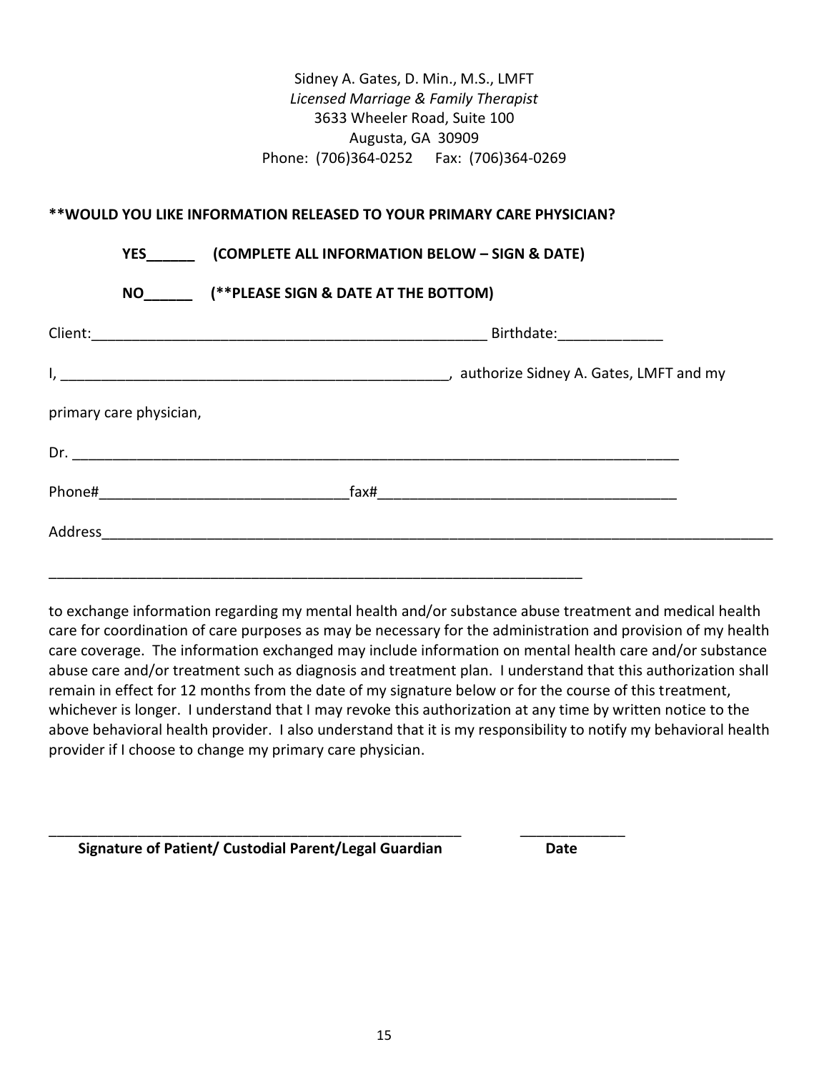Sidney A. Gates, D. Min., M.S., LMFT
*Licensed Marriage & Family Therapist*
3633 Wheeler Road, Suite 100
Augusta, GA 30909
Phone: (706)364-0252 Fax: (706)364-0269

**\*\*WOULD YOU LIKE INFORMATION RELEASED TO YOUR PRIMARY CARE PHYSICIAN?**

**YES______ (COMPLETE ALL INFORMATION BELOW – SIGN & DATE)**

**NO______ (\*\*PLEASE SIGN & DATE AT THE BOTTOM)**

Client:__________________________________________________ Birthdate:_____________

I, _______________________________________________, authorize Sidney A. Gates, LMFT and my

primary care physician,

Dr. ____________________________________________________________________________

Phone#______________________________fax#____________________________________

Address___________________________________________________________________________________

____________________________________________________________________

to exchange information regarding my mental health and/or substance abuse treatment and medical health care for coordination of care purposes as may be necessary for the administration and provision of my health care coverage. The information exchanged may include information on mental health care and/or substance abuse care and/or treatment such as diagnosis and treatment plan. I understand that this authorization shall remain in effect for 12 months from the date of my signature below or for the course of this treatment, whichever is longer. I understand that I may revoke this authorization at any time by written notice to the above behavioral health provider. I also understand that it is my responsibility to notify my behavioral health provider if I choose to change my primary care physician.

_____________________________________________________ _____________
**Signature of Patient/ Custodial Parent/Legal Guardian** **Date**